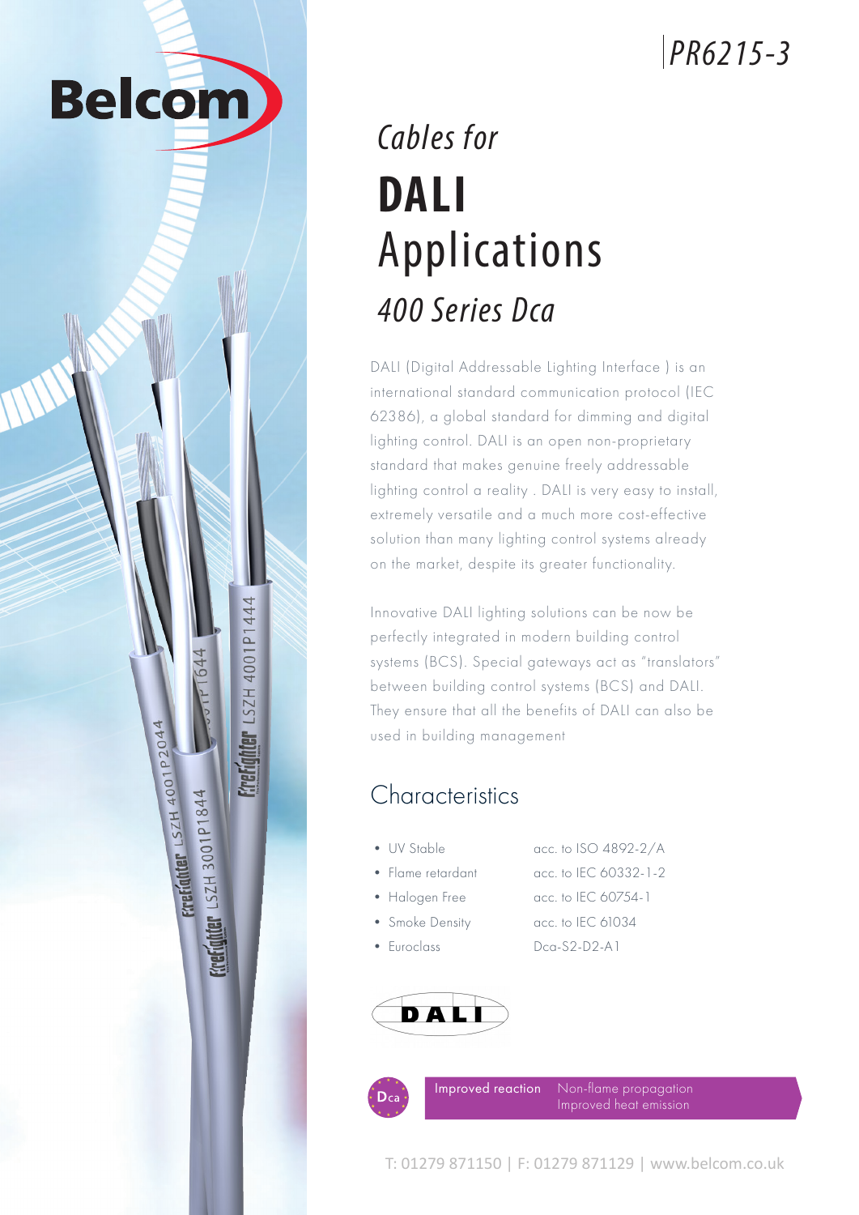# PR6215-3

## *Cables for*

# DALI Applications

## *400 Series Dca*

DALI (Digital Addressable Lighting Interface ) is an international standard communication protocol (IEC 62386), a global standard for dimming and digital lighting control. DALI is an open non-proprietary standard that makes genuine freely addressable lighting control a reality . DALI is very easy to install, extremely versatile and a much more cost-effective solution than many lighting control systems already on the market, despite its greater functionality.

Innovative DALI lighting solutions can be now be perfectly integrated in modern building control systems (BCS). Special gateways act as "translators" between building control systems (BCS) and DALI. They ensure that all the benefits of DALI can also be used in building management

## Characteristics

- UV Stable — acc. to ISO 4892-2/A
- Flame retardant — acc. to IEC 60332-1-2
- Halogen Free — acc. to IEC 60754-1
- Smoke Density — acc. to IEC 61034
- Euroclass — Dca-S2-D2-A1

Dca — Improved reaction: Non-flame propagation, Improved heat emission

T: 01279 871150 | F: 01279 871129 | www.belcom.co.uk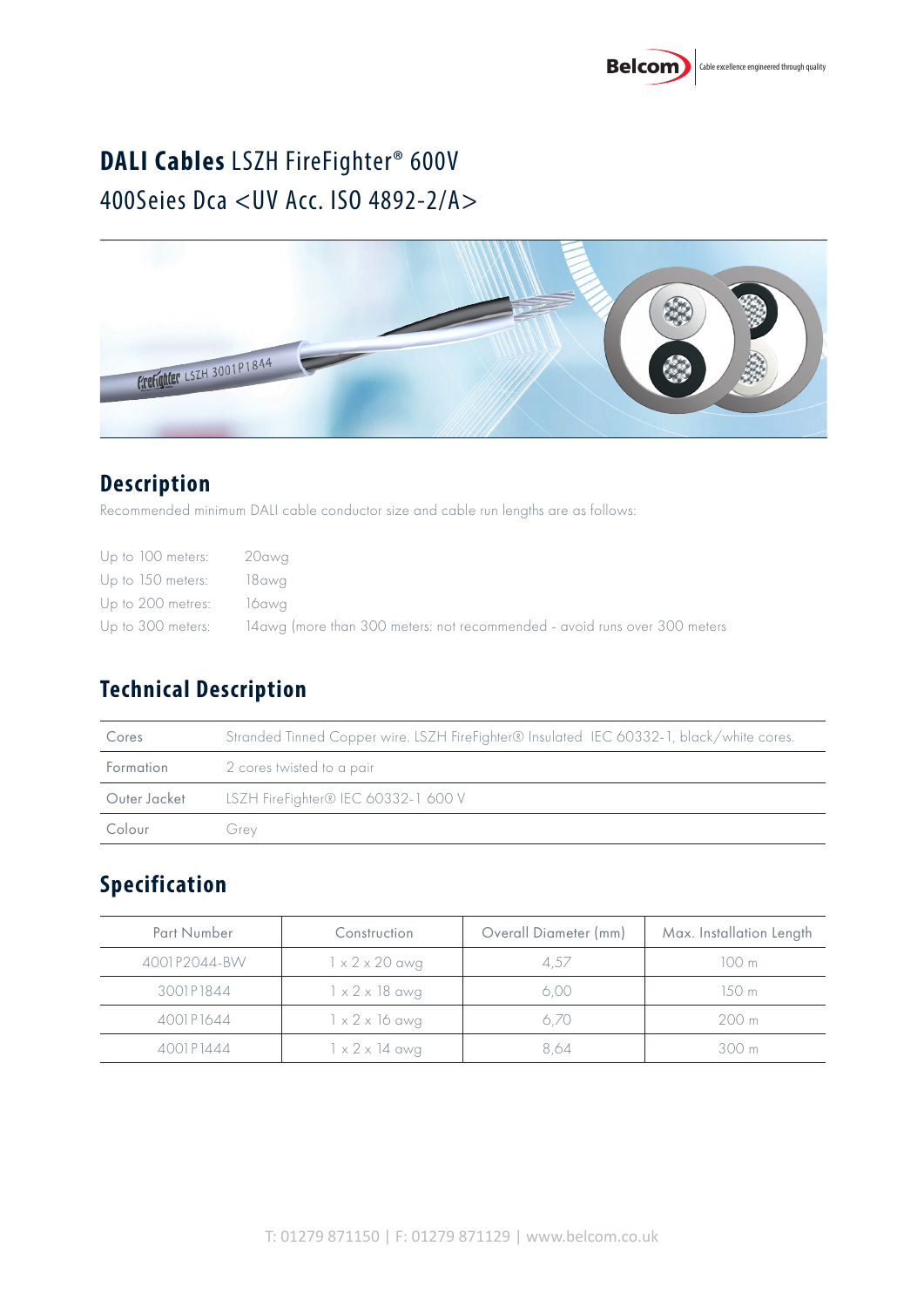# **DALI Cables** LSZH FireFighter® 600V
400Seies Dca <UV Acc. ISO 4892-2/A>

## Description

Recommended minimum DALI cable conductor size and cable run lengths are as follows:

| | |
|---|---|
| Up to 100 meters: | 20awg |
| Up to 150 meters: | 18awg |
| Up to 200 metres: | 16awg |
| Up to 300 meters: | 14awg (more than 300 meters: not recommended - avoid runs over 300 meters |

## Technical Description

| | |
|---|---|
| Cores | Stranded Tinned Copper wire. LSZH FireFighter® Insulated IEC 60332-1, black/white cores. |
| Formation | 2 cores twisted to a pair |
| Outer Jacket | LSZH FireFighter® IEC 60332-1 600 V |
| Colour | Grey |

## Specification

| Part Number | Construction | Overall Diameter (mm) | Max. Installation Length |
|---|---|---|---|
| 4001P2044-BW | 1 x 2 x 20 awg | 4,57 | 100 m |
| 3001P1844 | 1 x 2 x 18 awg | 6,00 | 150 m |
| 4001P1644 | 1 x 2 x 16 awg | 6,70 | 200 m |
| 4001P1444 | 1 x 2 x 14 awg | 8,64 | 300 m |